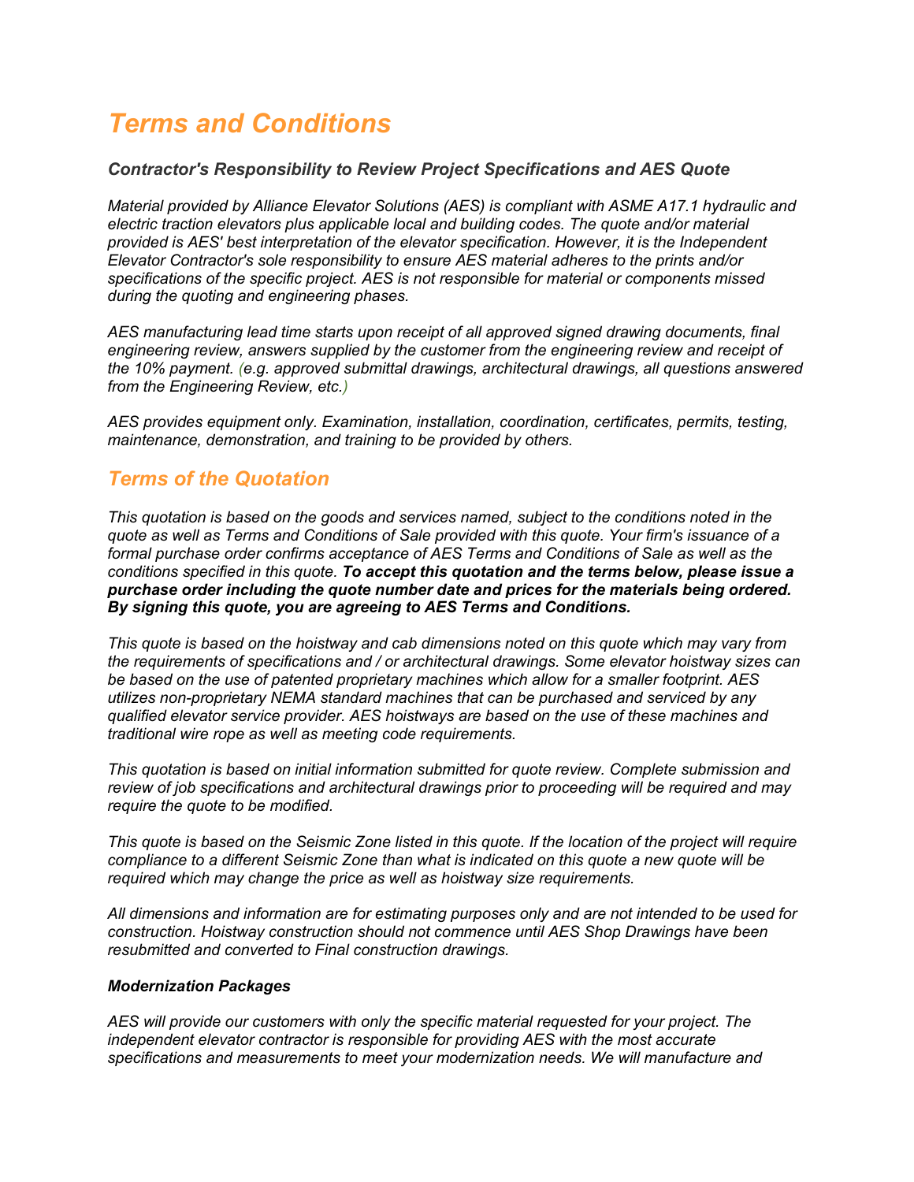# *Terms and Conditions*

### *Contractor's Responsibility to Review Project Specifications and AES Quote*

*Material provided by Alliance Elevator Solutions (AES) is compliant with ASME A17.1 hydraulic and electric traction elevators plus applicable local and building codes. The quote and/or material provided is AES' best interpretation of the elevator specification. However, it is the Independent Elevator Contractor's sole responsibility to ensure AES material adheres to the prints and/or specifications of the specific project. AES is not responsible for material or components missed during the quoting and engineering phases.*

*AES manufacturing lead time starts upon receipt of all approved signed drawing documents, final engineering review, answers supplied by the customer from the engineering review and receipt of the 10% payment. (e.g. approved submittal drawings, architectural drawings, all questions answered from the Engineering Review, etc.)*

*AES provides equipment only. Examination, installation, coordination, certificates, permits, testing, maintenance, demonstration, and training to be provided by others.*

## *Terms of the Quotation*

*This quotation is based on the goods and services named, subject to the conditions noted in the quote as well as Terms and Conditions of Sale provided with this quote. Your firm's issuance of a formal purchase order confirms acceptance of AES Terms and Conditions of Sale as well as the conditions specified in this quote.* ***To accept this quotation and the terms below, please issue a purchase order including the quote number date and prices for the materials being ordered. By signing this quote, you are agreeing to AES Terms and Conditions.***

*This quote is based on the hoistway and cab dimensions noted on this quote which may vary from the requirements of specifications and / or architectural drawings. Some elevator hoistway sizes can be based on the use of patented proprietary machines which allow for a smaller footprint. AES utilizes non-proprietary NEMA standard machines that can be purchased and serviced by any qualified elevator service provider. AES hoistways are based on the use of these machines and traditional wire rope as well as meeting code requirements.*

*This quotation is based on initial information submitted for quote review. Complete submission and review of job specifications and architectural drawings prior to proceeding will be required and may require the quote to be modified.*

*This quote is based on the Seismic Zone listed in this quote. If the location of the project will require compliance to a different Seismic Zone than what is indicated on this quote a new quote will be required which may change the price as well as hoistway size requirements.*

*All dimensions and information are for estimating purposes only and are not intended to be used for construction. Hoistway construction should not commence until AES Shop Drawings have been resubmitted and converted to Final construction drawings.*

#### *Modernization Packages*

*AES will provide our customers with only the specific material requested for your project. The independent elevator contractor is responsible for providing AES with the most accurate specifications and measurements to meet your modernization needs. We will manufacture and*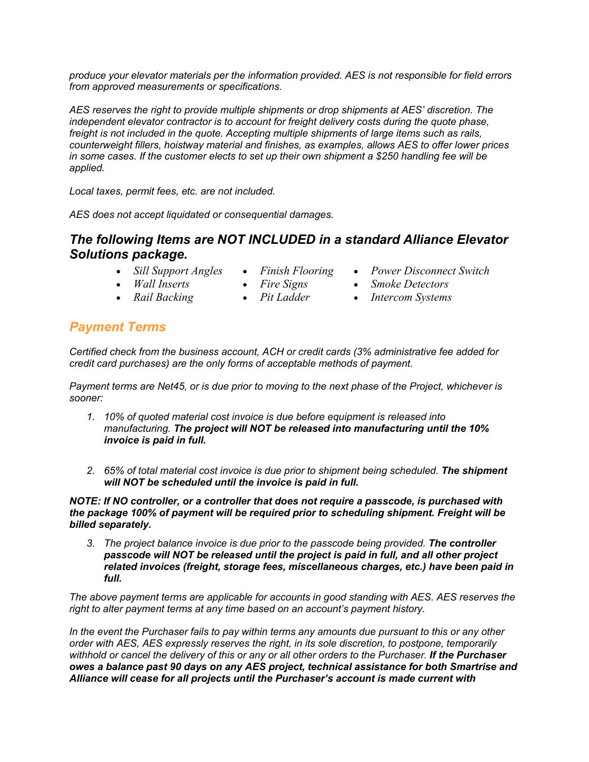*produce your elevator materials per the information provided. AES is not responsible for field errors from approved measurements or specifications.*

*AES reserves the right to provide multiple shipments or drop shipments at AES' discretion. The independent elevator contractor is to account for freight delivery costs during the quote phase, freight is not included in the quote. Accepting multiple shipments of large items such as rails, counterweight fillers, hoistway material and finishes, as examples, allows AES to offer lower prices in some cases. If the customer elects to set up their own shipment a $250 handling fee will be applied.*

*Local taxes, permit fees, etc. are not included.*

*AES does not accept liquidated or consequential damages.*

## *The following Items are NOT INCLUDED in a standard Alliance Elevator Solutions package.*

- *Sill Support Angles*
- *Wall Inserts*
- *Rail Backing*
- *Finish Flooring*
- *Fire Signs*
- *Pit Ladder*
- *Power Disconnect Switch*
- *Smoke Detectors*
- *Intercom Systems*

## *Payment Terms*

*Certified check from the business account, ACH or credit cards (3% administrative fee added for credit card purchases) are the only forms of acceptable methods of payment.*

*Payment terms are Net45, or is due prior to moving to the next phase of the Project, whichever is sooner:*

1. *10% of quoted material cost invoice is due before equipment is released into manufacturing.* ***The project will NOT be released into manufacturing until the 10% invoice is paid in full.***

2. *65% of total material cost invoice is due prior to shipment being scheduled.* ***The shipment will NOT be scheduled until the invoice is paid in full.***

***NOTE: If NO controller, or a controller that does not require a passcode, is purchased with the package 100% of payment will be required prior to scheduling shipment. Freight will be billed separately.***

3. *The project balance invoice is due prior to the passcode being provided.* ***The controller passcode will NOT be released until the project is paid in full, and all other project related invoices (freight, storage fees, miscellaneous charges, etc.) have been paid in full.***

*The above payment terms are applicable for accounts in good standing with AES. AES reserves the right to alter payment terms at any time based on an account's payment history.*

*In the event the Purchaser fails to pay within terms any amounts due pursuant to this or any other order with AES, AES expressly reserves the right, in its sole discretion, to postpone, temporarily withhold or cancel the delivery of this or any or all other orders to the Purchaser.* ***If the Purchaser owes a balance past 90 days on any AES project, technical assistance for both Smartrise and Alliance will cease for all projects until the Purchaser's account is made current with***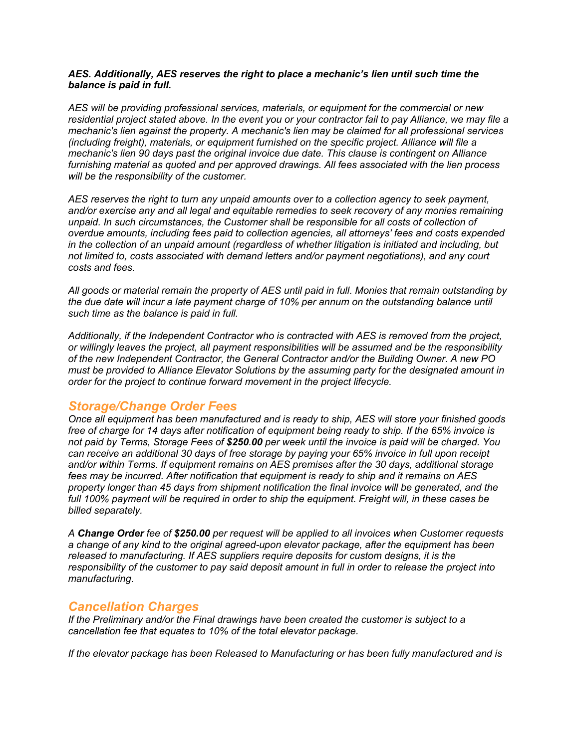***AES. Additionally, AES reserves the right to place a mechanic's lien until such time the balance is paid in full.***

*AES will be providing professional services, materials, or equipment for the commercial or new residential project stated above. In the event you or your contractor fail to pay Alliance, we may file a mechanic's lien against the property. A mechanic's lien may be claimed for all professional services (including freight), materials, or equipment furnished on the specific project. Alliance will file a mechanic's lien 90 days past the original invoice due date. This clause is contingent on Alliance furnishing material as quoted and per approved drawings. All fees associated with the lien process will be the responsibility of the customer.*

*AES reserves the right to turn any unpaid amounts over to a collection agency to seek payment, and/or exercise any and all legal and equitable remedies to seek recovery of any monies remaining unpaid. In such circumstances, the Customer shall be responsible for all costs of collection of overdue amounts, including fees paid to collection agencies, all attorneys' fees and costs expended in the collection of an unpaid amount (regardless of whether litigation is initiated and including, but not limited to, costs associated with demand letters and/or payment negotiations), and any court costs and fees.*

*All goods or material remain the property of AES until paid in full. Monies that remain outstanding by the due date will incur a late payment charge of 10% per annum on the outstanding balance until such time as the balance is paid in full.*

*Additionally, if the Independent Contractor who is contracted with AES is removed from the project, or willingly leaves the project, all payment responsibilities will be assumed and be the responsibility of the new Independent Contractor, the General Contractor and/or the Building Owner. A new PO must be provided to Alliance Elevator Solutions by the assuming party for the designated amount in order for the project to continue forward movement in the project lifecycle.*

## *Storage/Change Order Fees*

*Once all equipment has been manufactured and is ready to ship, AES will store your finished goods free of charge for 14 days after notification of equipment being ready to ship. If the 65% invoice is not paid by Terms, Storage Fees of **$250.00** per week until the invoice is paid will be charged. You can receive an additional 30 days of free storage by paying your 65% invoice in full upon receipt and/or within Terms. If equipment remains on AES premises after the 30 days, additional storage fees may be incurred. After notification that equipment is ready to ship and it remains on AES property longer than 45 days from shipment notification the final invoice will be generated, and the full 100% payment will be required in order to ship the equipment. Freight will, in these cases be billed separately.*

*A **Change Order** fee of **$250.00** per request will be applied to all invoices when Customer requests a change of any kind to the original agreed-upon elevator package, after the equipment has been released to manufacturing. If AES suppliers require deposits for custom designs, it is the responsibility of the customer to pay said deposit amount in full in order to release the project into manufacturing.*

## *Cancellation Charges*

*If the Preliminary and/or the Final drawings have been created the customer is subject to a cancellation fee that equates to 10% of the total elevator package.*

*If the elevator package has been Released to Manufacturing or has been fully manufactured and is*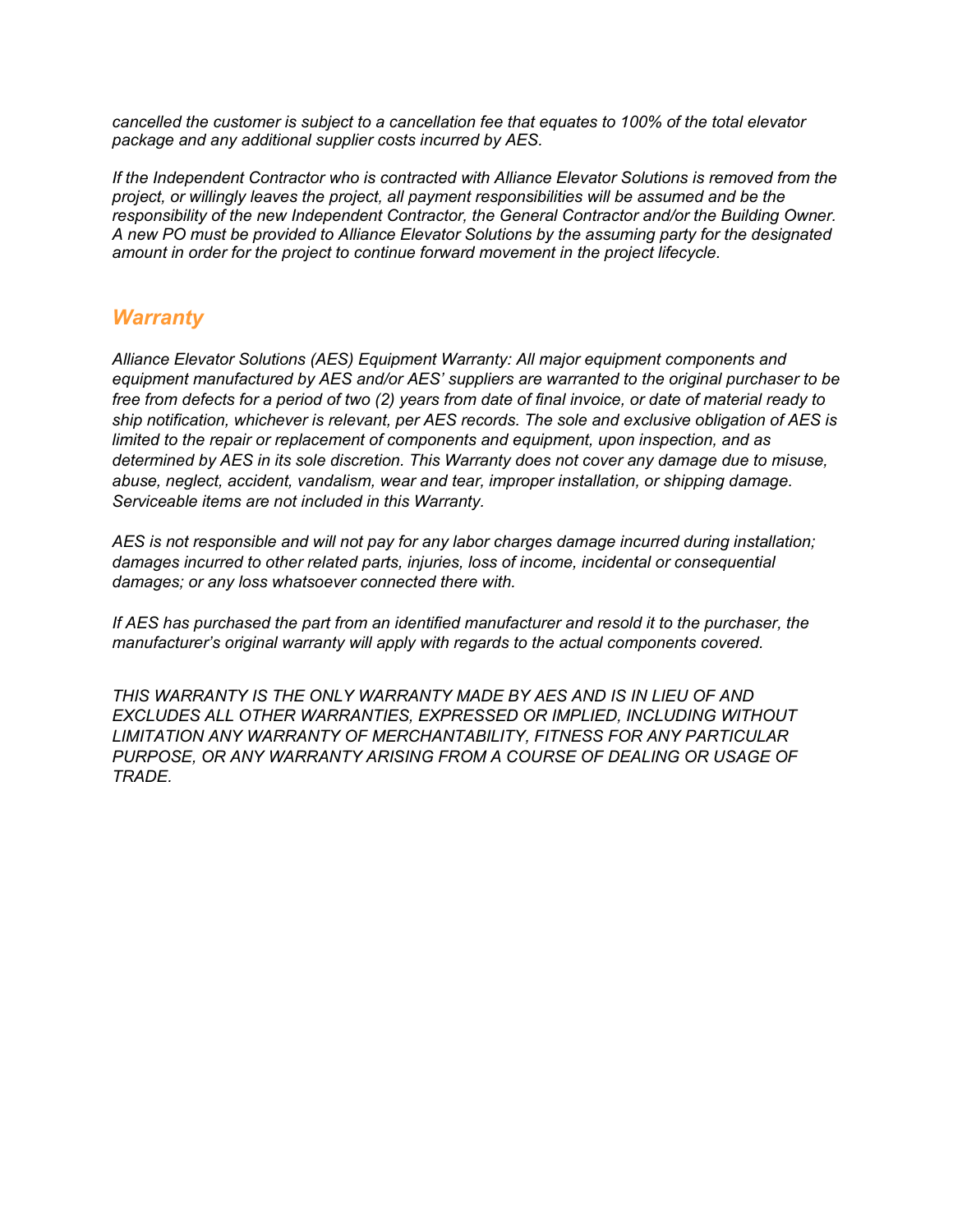*cancelled the customer is subject to a cancellation fee that equates to 100% of the total elevator package and any additional supplier costs incurred by AES.*

*If the Independent Contractor who is contracted with Alliance Elevator Solutions is removed from the project, or willingly leaves the project, all payment responsibilities will be assumed and be the responsibility of the new Independent Contractor, the General Contractor and/or the Building Owner. A new PO must be provided to Alliance Elevator Solutions by the assuming party for the designated amount in order for the project to continue forward movement in the project lifecycle.*

## *Warranty*

*Alliance Elevator Solutions (AES) Equipment Warranty: All major equipment components and equipment manufactured by AES and/or AES' suppliers are warranted to the original purchaser to be free from defects for a period of two (2) years from date of final invoice, or date of material ready to ship notification, whichever is relevant, per AES records. The sole and exclusive obligation of AES is limited to the repair or replacement of components and equipment, upon inspection, and as determined by AES in its sole discretion. This Warranty does not cover any damage due to misuse, abuse, neglect, accident, vandalism, wear and tear, improper installation, or shipping damage. Serviceable items are not included in this Warranty.*

*AES is not responsible and will not pay for any labor charges damage incurred during installation; damages incurred to other related parts, injuries, loss of income, incidental or consequential damages; or any loss whatsoever connected there with.*

*If AES has purchased the part from an identified manufacturer and resold it to the purchaser, the manufacturer's original warranty will apply with regards to the actual components covered.*

*THIS WARRANTY IS THE ONLY WARRANTY MADE BY AES AND IS IN LIEU OF AND EXCLUDES ALL OTHER WARRANTIES, EXPRESSED OR IMPLIED, INCLUDING WITHOUT LIMITATION ANY WARRANTY OF MERCHANTABILITY, FITNESS FOR ANY PARTICULAR PURPOSE, OR ANY WARRANTY ARISING FROM A COURSE OF DEALING OR USAGE OF TRADE.*